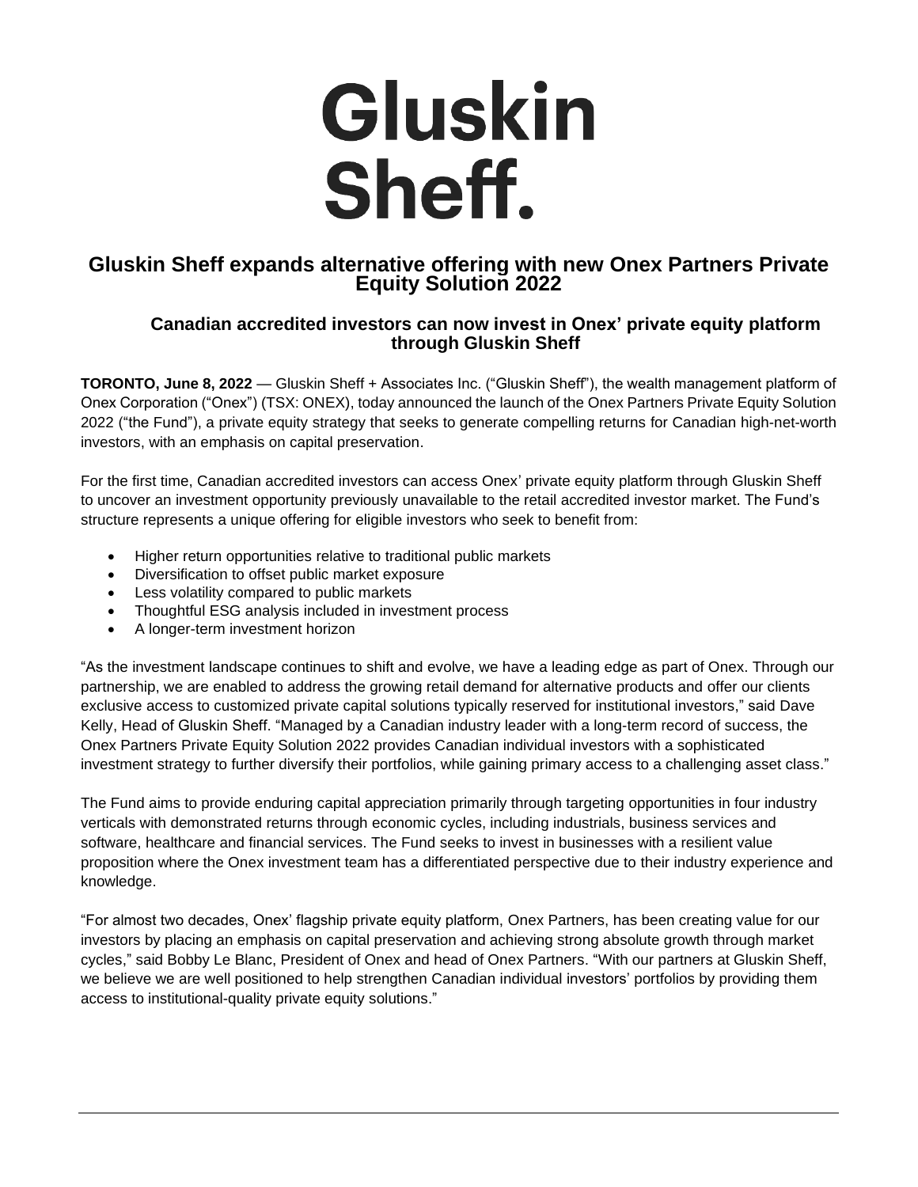# Gluskin Sheff.

## Gluskin Sheff expands alternative offering with new Onex Partners Private Equity Solution 2022

### Canadian accredited investors can now invest in Onex' private equity platform through Gluskin Sheff

**TORONTO, June 8, 2022** — Gluskin Sheff + Associates Inc. ("Gluskin Sheff"), the wealth management platform of Onex Corporation ("Onex") (TSX: ONEX), today announced the launch of the Onex Partners Private Equity Solution 2022 ("the Fund"), a private equity strategy that seeks to generate compelling returns for Canadian high-net-worth investors, with an emphasis on capital preservation.

For the first time, Canadian accredited investors can access Onex' private equity platform through Gluskin Sheff to uncover an investment opportunity previously unavailable to the retail accredited investor market. The Fund's structure represents a unique offering for eligible investors who seek to benefit from:

- Higher return opportunities relative to traditional public markets
- Diversification to offset public market exposure
- Less volatility compared to public markets
- Thoughtful ESG analysis included in investment process
- A longer-term investment horizon

"As the investment landscape continues to shift and evolve, we have a leading edge as part of Onex. Through our partnership, we are enabled to address the growing retail demand for alternative products and offer our clients exclusive access to customized private capital solutions typically reserved for institutional investors," said Dave Kelly, Head of Gluskin Sheff. "Managed by a Canadian industry leader with a long-term record of success, the Onex Partners Private Equity Solution 2022 provides Canadian individual investors with a sophisticated investment strategy to further diversify their portfolios, while gaining primary access to a challenging asset class."

The Fund aims to provide enduring capital appreciation primarily through targeting opportunities in four industry verticals with demonstrated returns through economic cycles, including industrials, business services and software, healthcare and financial services. The Fund seeks to invest in businesses with a resilient value proposition where the Onex investment team has a differentiated perspective due to their industry experience and knowledge.

"For almost two decades, Onex' flagship private equity platform, Onex Partners, has been creating value for our investors by placing an emphasis on capital preservation and achieving strong absolute growth through market cycles," said Bobby Le Blanc, President of Onex and head of Onex Partners. "With our partners at Gluskin Sheff, we believe we are well positioned to help strengthen Canadian individual investors' portfolios by providing them access to institutional-quality private equity solutions."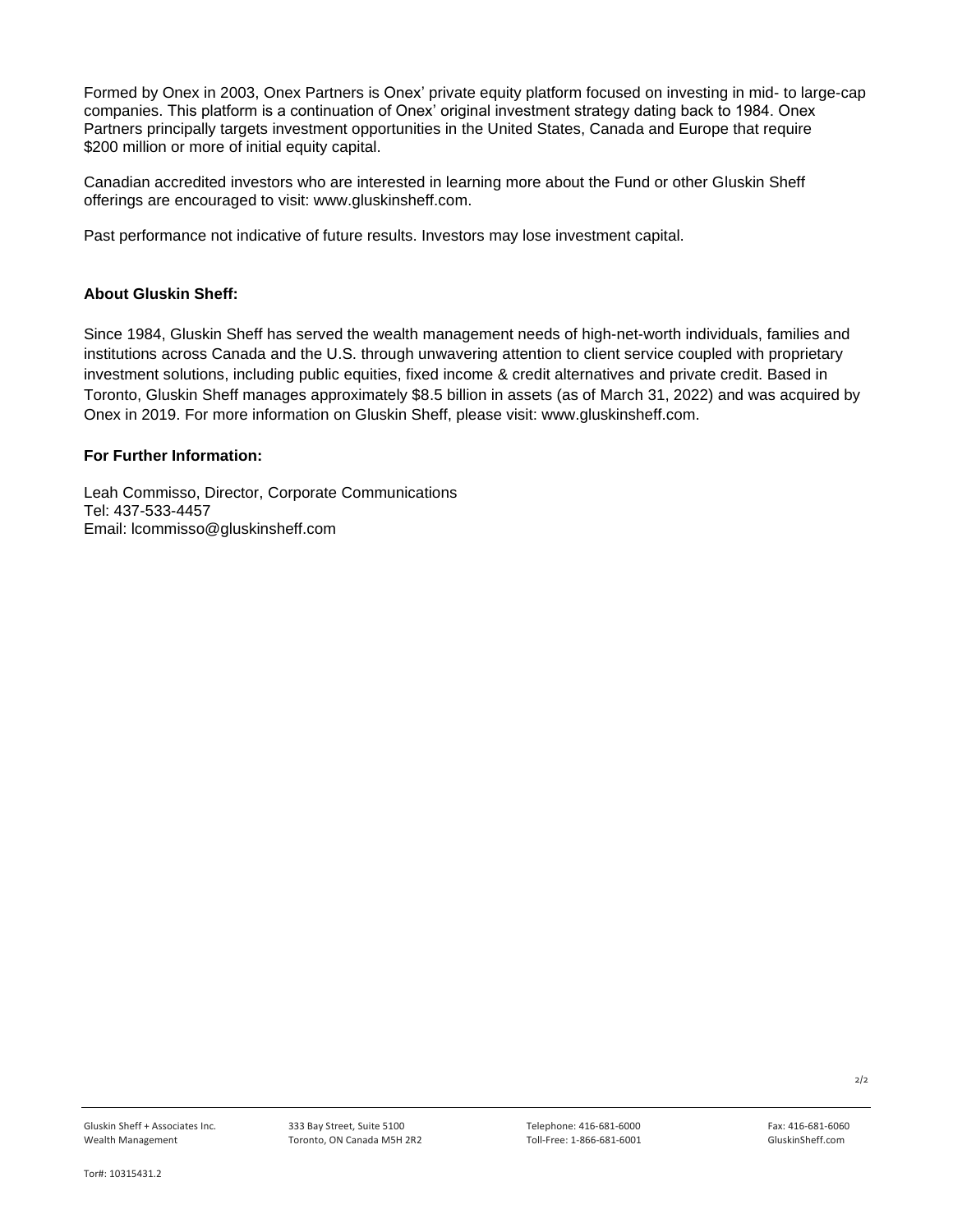Formed by Onex in 2003, Onex Partners is Onex' private equity platform focused on investing in mid- to large-cap companies. This platform is a continuation of Onex' original investment strategy dating back to 1984. Onex Partners principally targets investment opportunities in the United States, Canada and Europe that require $200 million or more of initial equity capital.

Canadian accredited investors who are interested in learning more about the Fund or other Gluskin Sheff offerings are encouraged to visit: www.gluskinsheff.com.

Past performance not indicative of future results. Investors may lose investment capital.

**About Gluskin Sheff:**

Since 1984, Gluskin Sheff has served the wealth management needs of high-net-worth individuals, families and institutions across Canada and the U.S. through unwavering attention to client service coupled with proprietary investment solutions, including public equities, fixed income & credit alternatives and private credit. Based in Toronto, Gluskin Sheff manages approximately $8.5 billion in assets (as of March 31, 2022) and was acquired by Onex in 2019. For more information on Gluskin Sheff, please visit: www.gluskinsheff.com.

**For Further Information:**

Leah Commisso, Director, Corporate Communications
Tel: 437-533-4457
Email: lcommisso@gluskinsheff.com

Gluskin Sheff + Associates Inc.
Wealth Management

333 Bay Street, Suite 5100
Toronto, ON Canada M5H 2R2

Telephone: 416-681-6000
Toll-Free: 1-866-681-6001

Fax: 416-681-6060
GluskinSheff.com

Tor#: 10315431.2